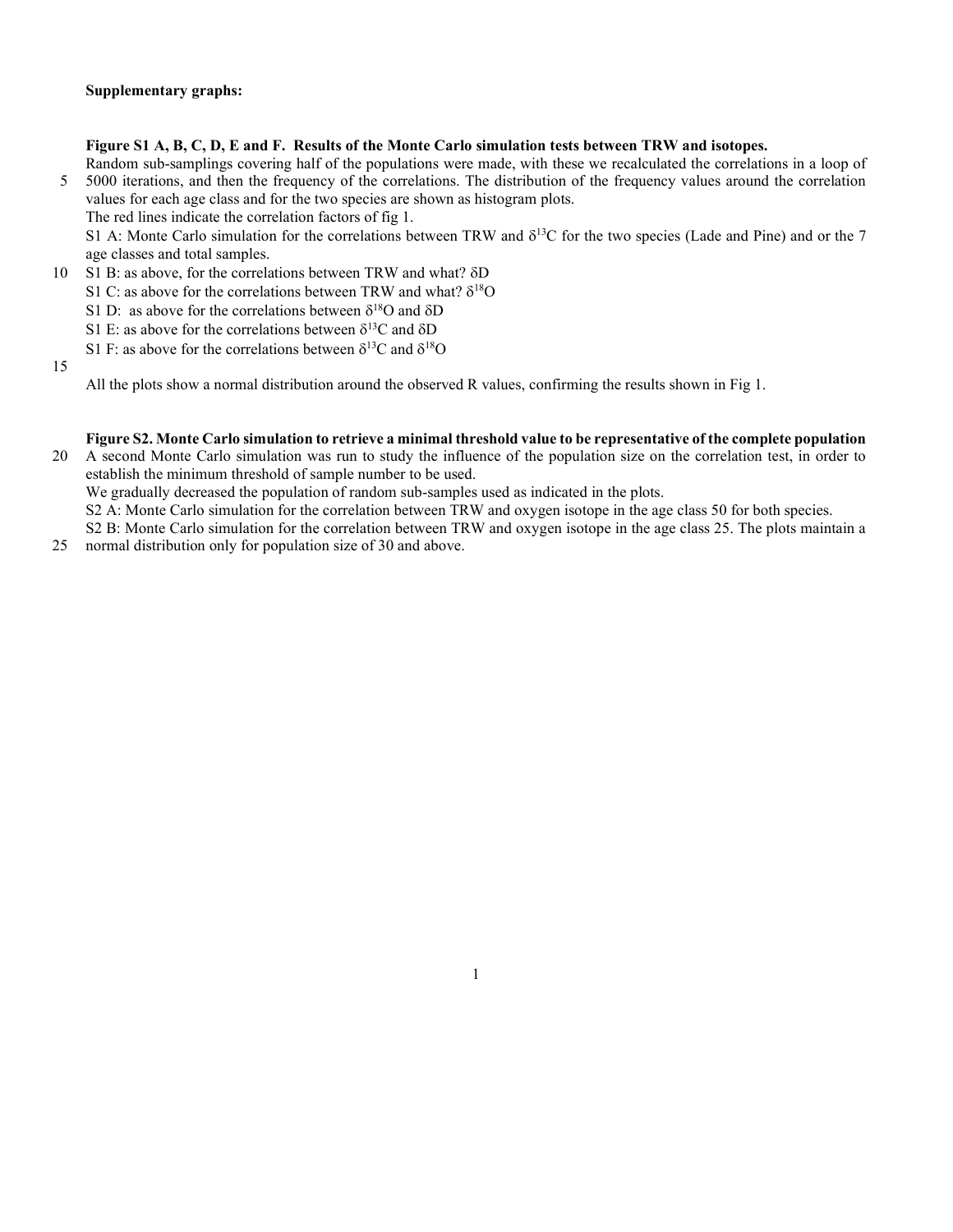**Supplementary graphs:**

**Figure S1 A, B, C, D, E and F. Results of the Monte Carlo simulation tests between TRW and isotopes.**

Random sub-samplings covering half of the populations were made, with these we recalculated the correlations in a loop of 5000 iterations, and then the frequency of the correlations. The distribution of the frequency values around the correlation values for each age class and for the two species are shown as histogram plots.

The red lines indicate the correlation factors of fig 1.

S1 A: Monte Carlo simulation for the correlations between TRW and $\delta^{13}C$ for the two species (Lade and Pine) and or the 7 age classes and total samples.

S1 B: as above, for the correlations between TRW and what? $\delta D$

S1 C: as above for the correlations between TRW and what? $\delta^{18}O$

S1 D: as above for the correlations between $\delta^{18}O$ and $\delta D$

S1 E: as above for the correlations between $\delta^{13}C$ and $\delta D$

S1 F: as above for the correlations between $\delta^{13}C$ and $\delta^{18}O$

All the plots show a normal distribution around the observed R values, confirming the results shown in Fig 1.

**Figure S2. Monte Carlo simulation to retrieve a minimal threshold value to be representative of the complete population**

A second Monte Carlo simulation was run to study the influence of the population size on the correlation test, in order to establish the minimum threshold of sample number to be used.

We gradually decreased the population of random sub-samples used as indicated in the plots.

S2 A: Monte Carlo simulation for the correlation between TRW and oxygen isotope in the age class 50 for both species.

S2 B: Monte Carlo simulation for the correlation between TRW and oxygen isotope in the age class 25. The plots maintain a normal distribution only for population size of 30 and above.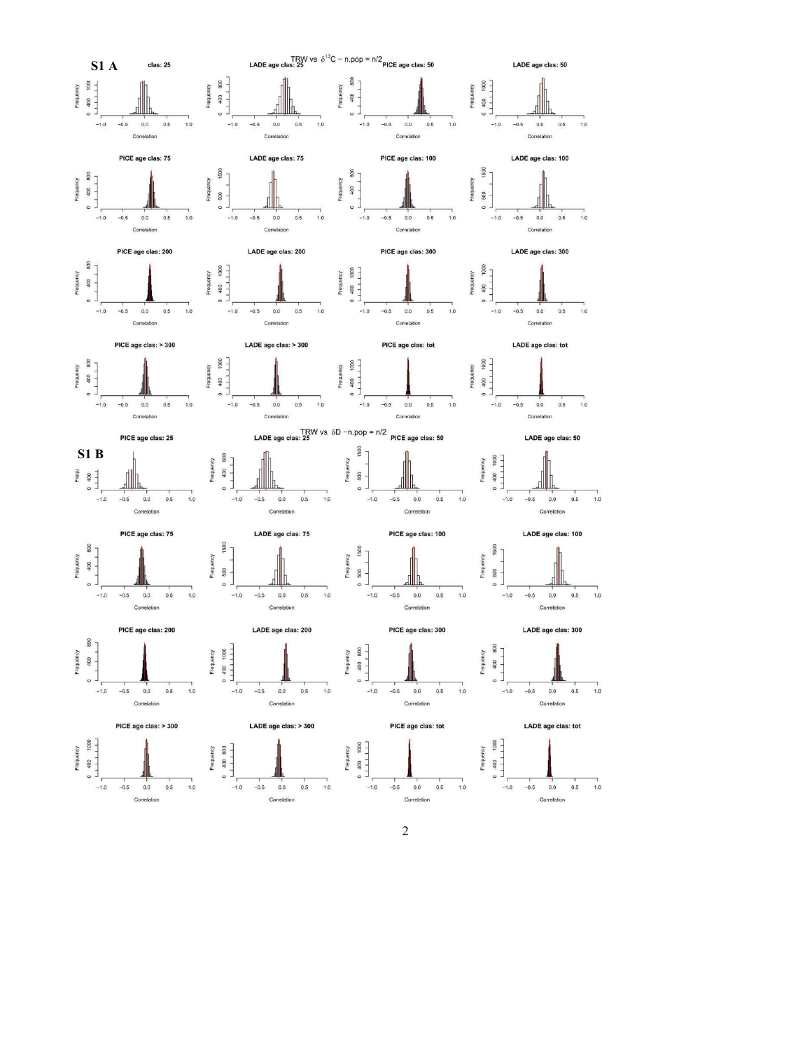**S1 A**

TRW vs $\delta^{13}C$ – n.pop = n/2

**S1 B**

TRW vs $\delta D$ – n.pop = n/2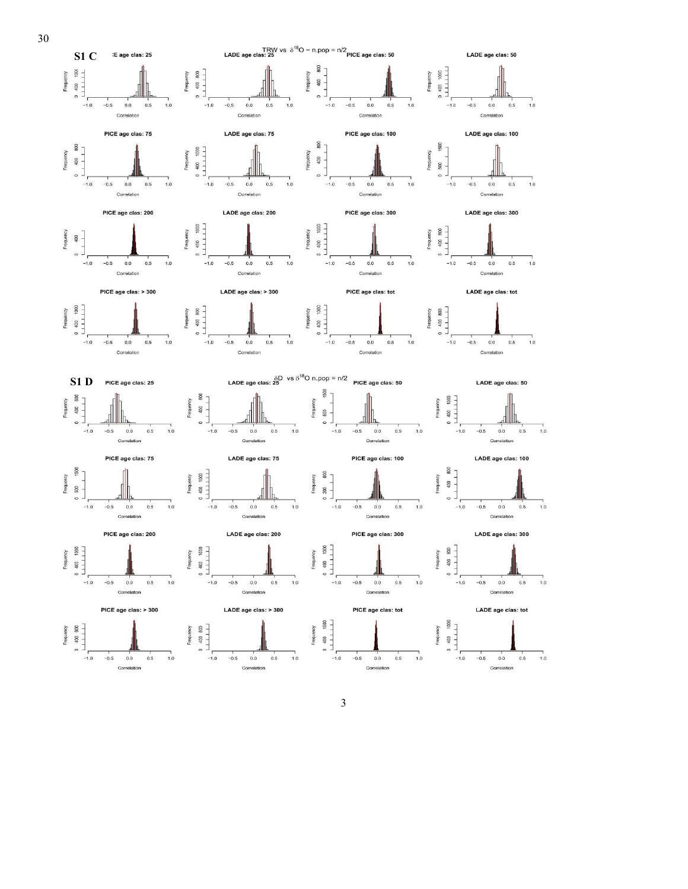**S1 C**

**S1 D**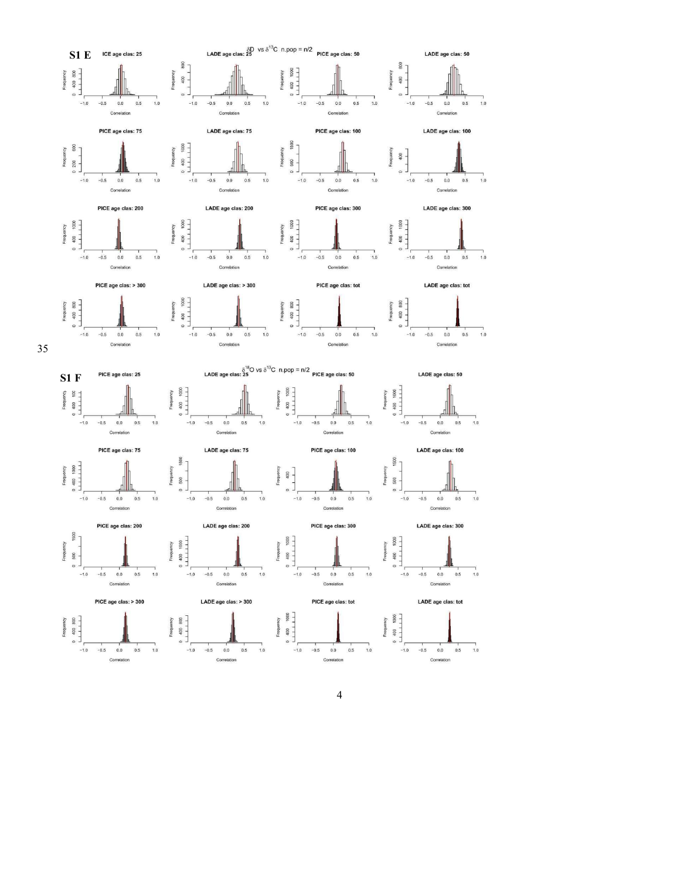S1 E

$\delta D$ vs $\delta^{13}C$ n.pop = n/2

35

S1 F

$\delta^{18}O$ vs $\delta^{13}C$ n.pop = n/2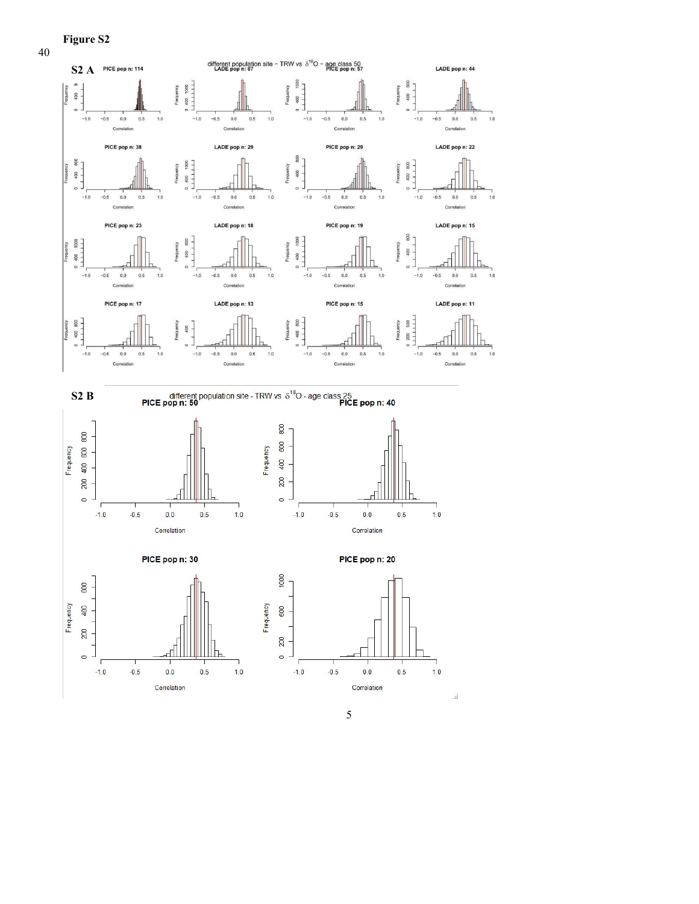**Figure S2**

**S2 A**

different population site - TRW vs $\delta^{18}O$ - age class 50

PICE pop n: 114

LADE pop n: 87

PICE pop n: 57

LADE pop n: 44

PICE pop n: 38

LADE pop n: 29

PICE pop n: 29

LADE pop n: 22

PICE pop n: 23

LADE pop n: 18

PICE pop n: 19

LADE pop n: 15

PICE pop n: 17

LADE pop n: 13

PICE pop n: 15

LADE pop n: 11

Frequency

Correlation

-1.0 -0.5 0.0 0.5 1.0

**S2 B**

different population site - TRW vs $\delta^{18}O$ - age class 25

PICE pop n: 50

PICE pop n: 40

PICE pop n: 30

PICE pop n: 20

Frequency

Correlation

-1.0 -0.5 0.0 0.5 1.0